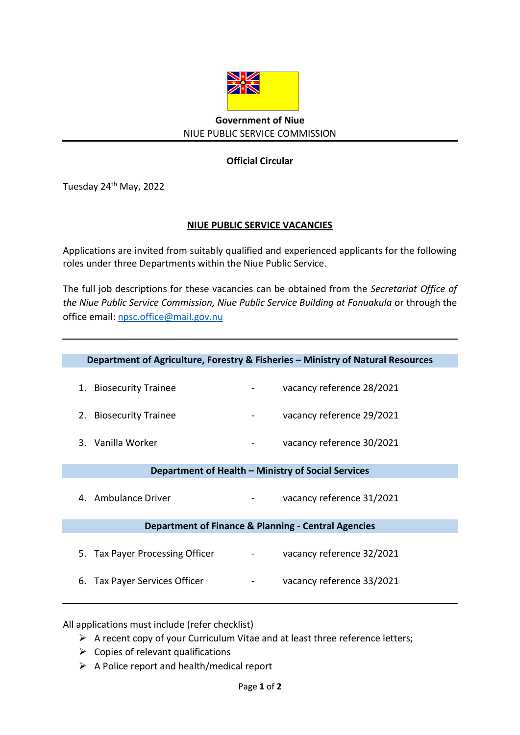**Government of Niue**
NIUE PUBLIC SERVICE COMMISSION

---

**Official Circular**

Tuesday 24th May, 2022

## NIUE PUBLIC SERVICE VACANCIES

Applications are invited from suitably qualified and experienced applicants for the following roles under three Departments within the Niue Public Service.

The full job descriptions for these vacancies can be obtained from the *Secretariat Office of the Niue Public Service Commission, Niue Public Service Building at Fonuakula* or through the office email: npsc.office@mail.gov.nu

---

**Department of Agriculture, Forestry & Fisheries – Ministry of Natural Resources**

1. Biosecurity Trainee - vacancy reference 28/2021
2. Biosecurity Trainee - vacancy reference 29/2021
3. Vanilla Worker - vacancy reference 30/2021

**Department of Health – Ministry of Social Services**

4. Ambulance Driver - vacancy reference 31/2021

**Department of Finance & Planning - Central Agencies**

5. Tax Payer Processing Officer - vacancy reference 32/2021
6. Tax Payer Services Officer - vacancy reference 33/2021

---

All applications must include (refer checklist)

- A recent copy of your Curriculum Vitae and at least three reference letters;
- Copies of relevant qualifications
- A Police report and health/medical report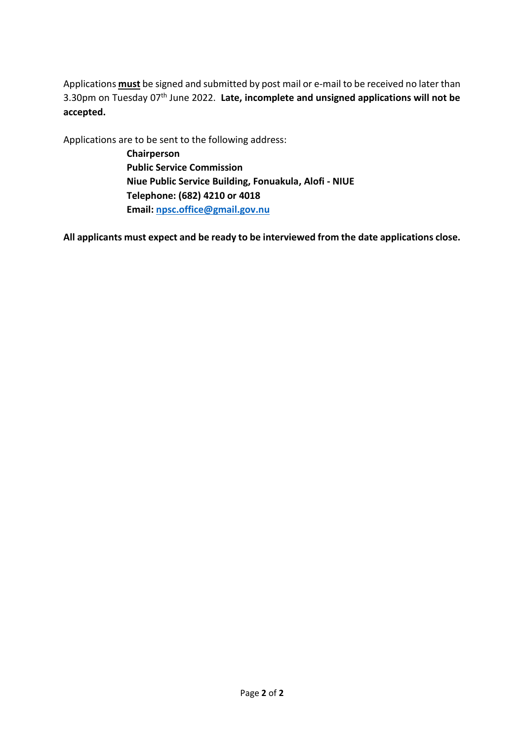Applications **must** be signed and submitted by post mail or e-mail to be received no later than 3.30pm on Tuesday 07th June 2022. **Late, incomplete and unsigned applications will not be accepted.**

Applications are to be sent to the following address:

**Chairperson**
**Public Service Commission**
**Niue Public Service Building, Fonuakula, Alofi - NIUE**
**Telephone: (682) 4210 or 4018**
**Email: npsc.office@gmail.gov.nu**

**All applicants must expect and be ready to be interviewed from the date applications close.**